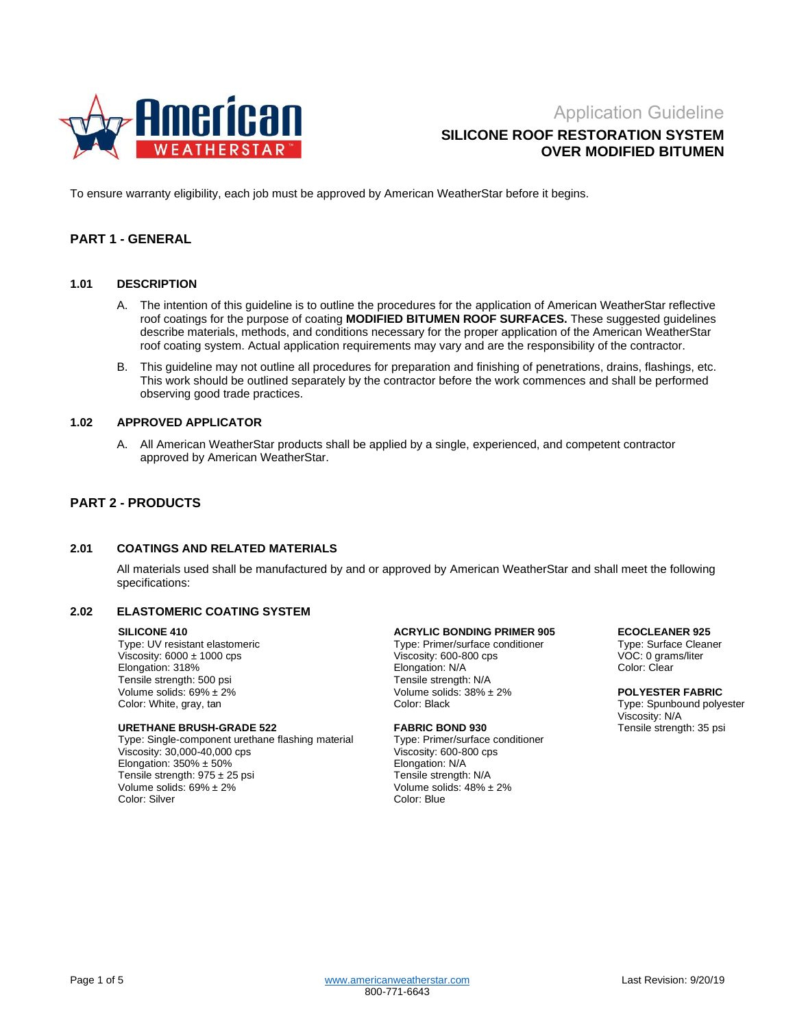Application Guideline

# SILICONE ROOF RESTORATION SYSTEM OVER MODIFIED BITUMEN

To ensure warranty eligibility, each job must be approved by American WeatherStar before it begins.

## PART 1 - GENERAL

### 1.01 DESCRIPTION

A. The intention of this guideline is to outline the procedures for the application of American WeatherStar reflective roof coatings for the purpose of coating **MODIFIED BITUMEN ROOF SURFACES.** These suggested guidelines describe materials, methods, and conditions necessary for the proper application of the American WeatherStar roof coating system. Actual application requirements may vary and are the responsibility of the contractor.

B. This guideline may not outline all procedures for preparation and finishing of penetrations, drains, flashings, etc. This work should be outlined separately by the contractor before the work commences and shall be performed observing good trade practices.

### 1.02 APPROVED APPLICATOR

A. All American WeatherStar products shall be applied by a single, experienced, and competent contractor approved by American WeatherStar.

## PART 2 - PRODUCTS

### 2.01 COATINGS AND RELATED MATERIALS

All materials used shall be manufactured by and or approved by American WeatherStar and shall meet the following specifications:

### 2.02 ELASTOMERIC COATING SYSTEM

**SILICONE 410**
Type: UV resistant elastomeric
Viscosity: 6000 ± 1000 cps
Elongation: 318%
Tensile strength: 500 psi
Volume solids: 69% ± 2%
Color: White, gray, tan

**URETHANE BRUSH-GRADE 522**
Type: Single-component urethane flashing material
Viscosity: 30,000-40,000 cps
Elongation: 350% ± 50%
Tensile strength: 975 ± 25 psi
Volume solids: 69% ± 2%
Color: Silver

**ACRYLIC BONDING PRIMER 905**
Type: Primer/surface conditioner
Viscosity: 600-800 cps
Elongation: N/A
Tensile strength: N/A
Volume solids: 38% ± 2%
Color: Black

**FABRIC BOND 930**
Type: Primer/surface conditioner
Viscosity: 600-800 cps
Elongation: N/A
Tensile strength: N/A
Volume solids: 48% ± 2%
Color: Blue

**ECOCLEANER 925**
Type: Surface Cleaner
VOC: 0 grams/liter
Color: Clear

**POLYESTER FABRIC**
Type: Spunbound polyester
Viscosity: N/A
Tensile strength: 35 psi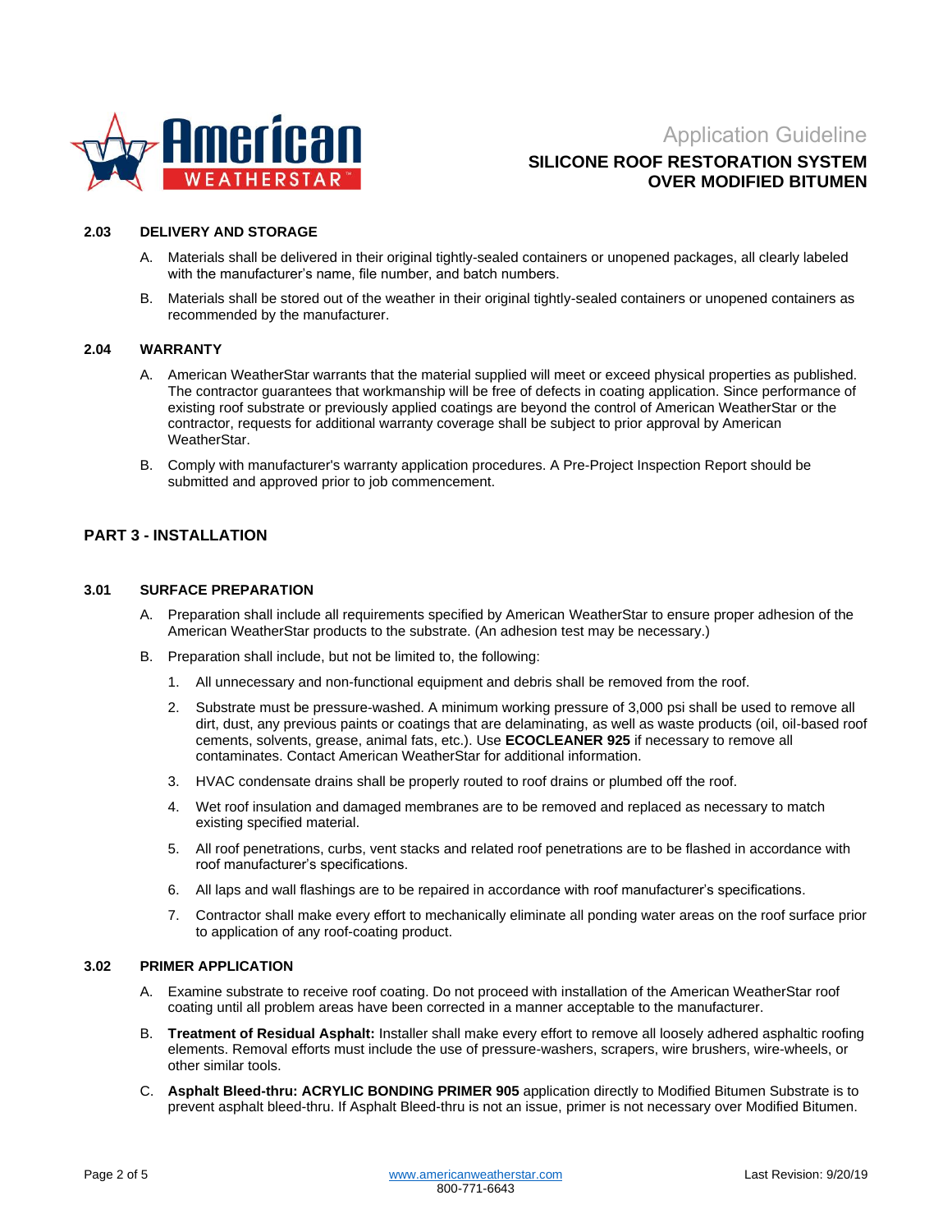### 2.03 DELIVERY AND STORAGE

A. Materials shall be delivered in their original tightly-sealed containers or unopened packages, all clearly labeled with the manufacturer's name, file number, and batch numbers.

B. Materials shall be stored out of the weather in their original tightly-sealed containers or unopened containers as recommended by the manufacturer.

### 2.04 WARRANTY

A. American WeatherStar warrants that the material supplied will meet or exceed physical properties as published. The contractor guarantees that workmanship will be free of defects in coating application. Since performance of existing roof substrate or previously applied coatings are beyond the control of American WeatherStar or the contractor, requests for additional warranty coverage shall be subject to prior approval by American WeatherStar.

B. Comply with manufacturer's warranty application procedures. A Pre-Project Inspection Report should be submitted and approved prior to job commencement.

## PART 3 - INSTALLATION

### 3.01 SURFACE PREPARATION

A. Preparation shall include all requirements specified by American WeatherStar to ensure proper adhesion of the American WeatherStar products to the substrate. (An adhesion test may be necessary.)

B. Preparation shall include, but not be limited to, the following:

1. All unnecessary and non-functional equipment and debris shall be removed from the roof.
2. Substrate must be pressure-washed. A minimum working pressure of 3,000 psi shall be used to remove all dirt, dust, any previous paints or coatings that are delaminating, as well as waste products (oil, oil-based roof cements, solvents, grease, animal fats, etc.). Use **ECOCLEANER 925** if necessary to remove all contaminates. Contact American WeatherStar for additional information.
3. HVAC condensate drains shall be properly routed to roof drains or plumbed off the roof.
4. Wet roof insulation and damaged membranes are to be removed and replaced as necessary to match existing specified material.
5. All roof penetrations, curbs, vent stacks and related roof penetrations are to be flashed in accordance with roof manufacturer's specifications.
6. All laps and wall flashings are to be repaired in accordance with roof manufacturer's specifications.
7. Contractor shall make every effort to mechanically eliminate all ponding water areas on the roof surface prior to application of any roof-coating product.

### 3.02 PRIMER APPLICATION

A. Examine substrate to receive roof coating. Do not proceed with installation of the American WeatherStar roof coating until all problem areas have been corrected in a manner acceptable to the manufacturer.

B. **Treatment of Residual Asphalt:** Installer shall make every effort to remove all loosely adhered asphaltic roofing elements. Removal efforts must include the use of pressure-washers, scrapers, wire brushers, wire-wheels, or other similar tools.

C. **Asphalt Bleed-thru: ACRYLIC BONDING PRIMER 905** application directly to Modified Bitumen Substrate is to prevent asphalt bleed-thru. If Asphalt Bleed-thru is not an issue, primer is not necessary over Modified Bitumen.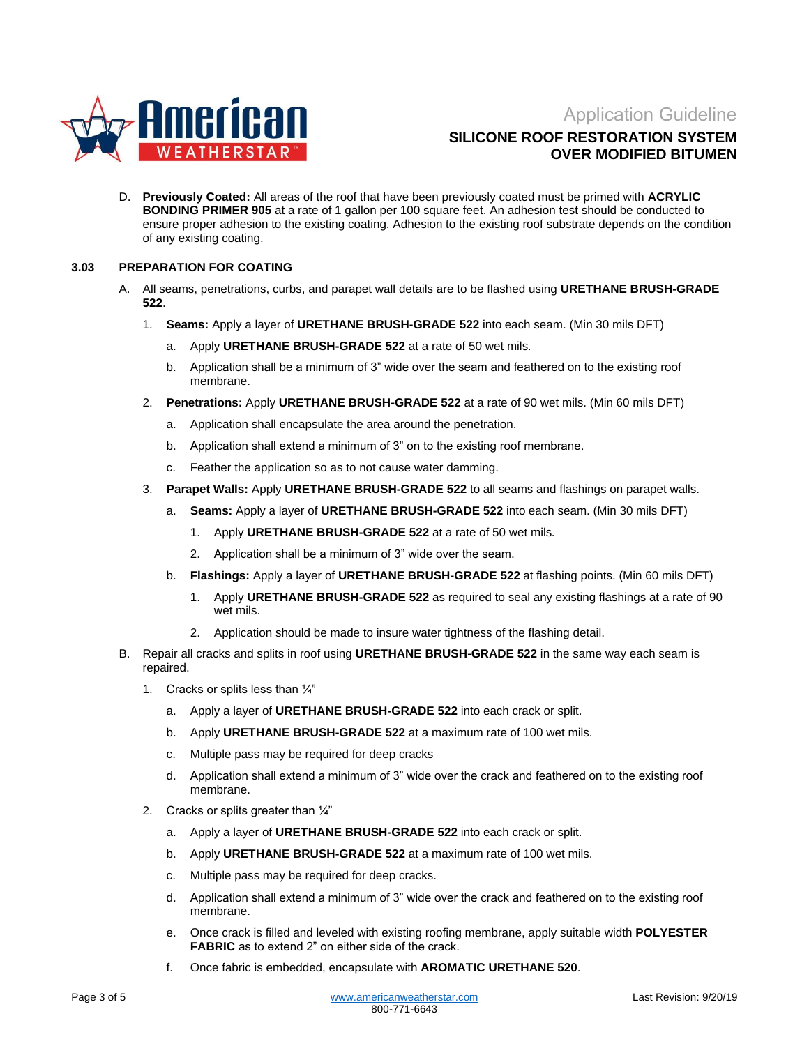D. **Previously Coated:** All areas of the roof that have been previously coated must be primed with **ACRYLIC BONDING PRIMER 905** at a rate of 1 gallon per 100 square feet. An adhesion test should be conducted to ensure proper adhesion to the existing coating. Adhesion to the existing roof substrate depends on the condition of any existing coating.

## 3.03 PREPARATION FOR COATING

A. All seams, penetrations, curbs, and parapet wall details are to be flashed using **URETHANE BRUSH-GRADE 522**.

   1. **Seams:** Apply a layer of **URETHANE BRUSH-GRADE 522** into each seam. (Min 30 mils DFT)
      a. Apply **URETHANE BRUSH-GRADE 522** at a rate of 50 wet mils.
      b. Application shall be a minimum of 3" wide over the seam and feathered on to the existing roof membrane.
   2. **Penetrations:** Apply **URETHANE BRUSH-GRADE 522** at a rate of 90 wet mils. (Min 60 mils DFT)
      a. Application shall encapsulate the area around the penetration.
      b. Application shall extend a minimum of 3" on to the existing roof membrane.
      c. Feather the application so as to not cause water damming.
   3. **Parapet Walls:** Apply **URETHANE BRUSH-GRADE 522** to all seams and flashings on parapet walls.
      a. **Seams:** Apply a layer of **URETHANE BRUSH-GRADE 522** into each seam. (Min 30 mils DFT)
         1. Apply **URETHANE BRUSH-GRADE 522** at a rate of 50 wet mils.
         2. Application shall be a minimum of 3" wide over the seam.
      b. **Flashings:** Apply a layer of **URETHANE BRUSH-GRADE 522** at flashing points. (Min 60 mils DFT)
         1. Apply **URETHANE BRUSH-GRADE 522** as required to seal any existing flashings at a rate of 90 wet mils.
         2. Application should be made to insure water tightness of the flashing detail.

B. Repair all cracks and splits in roof using **URETHANE BRUSH-GRADE 522** in the same way each seam is repaired.

   1. Cracks or splits less than ¼"
      a. Apply a layer of **URETHANE BRUSH-GRADE 522** into each crack or split.
      b. Apply **URETHANE BRUSH-GRADE 522** at a maximum rate of 100 wet mils.
      c. Multiple pass may be required for deep cracks
      d. Application shall extend a minimum of 3" wide over the crack and feathered on to the existing roof membrane.
   2. Cracks or splits greater than ¼"
      a. Apply a layer of **URETHANE BRUSH-GRADE 522** into each crack or split.
      b. Apply **URETHANE BRUSH-GRADE 522** at a maximum rate of 100 wet mils.
      c. Multiple pass may be required for deep cracks.
      d. Application shall extend a minimum of 3" wide over the crack and feathered on to the existing roof membrane.
      e. Once crack is filled and leveled with existing roofing membrane, apply suitable width **POLYESTER FABRIC** as to extend 2" on either side of the crack.
      f. Once fabric is embedded, encapsulate with **AROMATIC URETHANE 520**.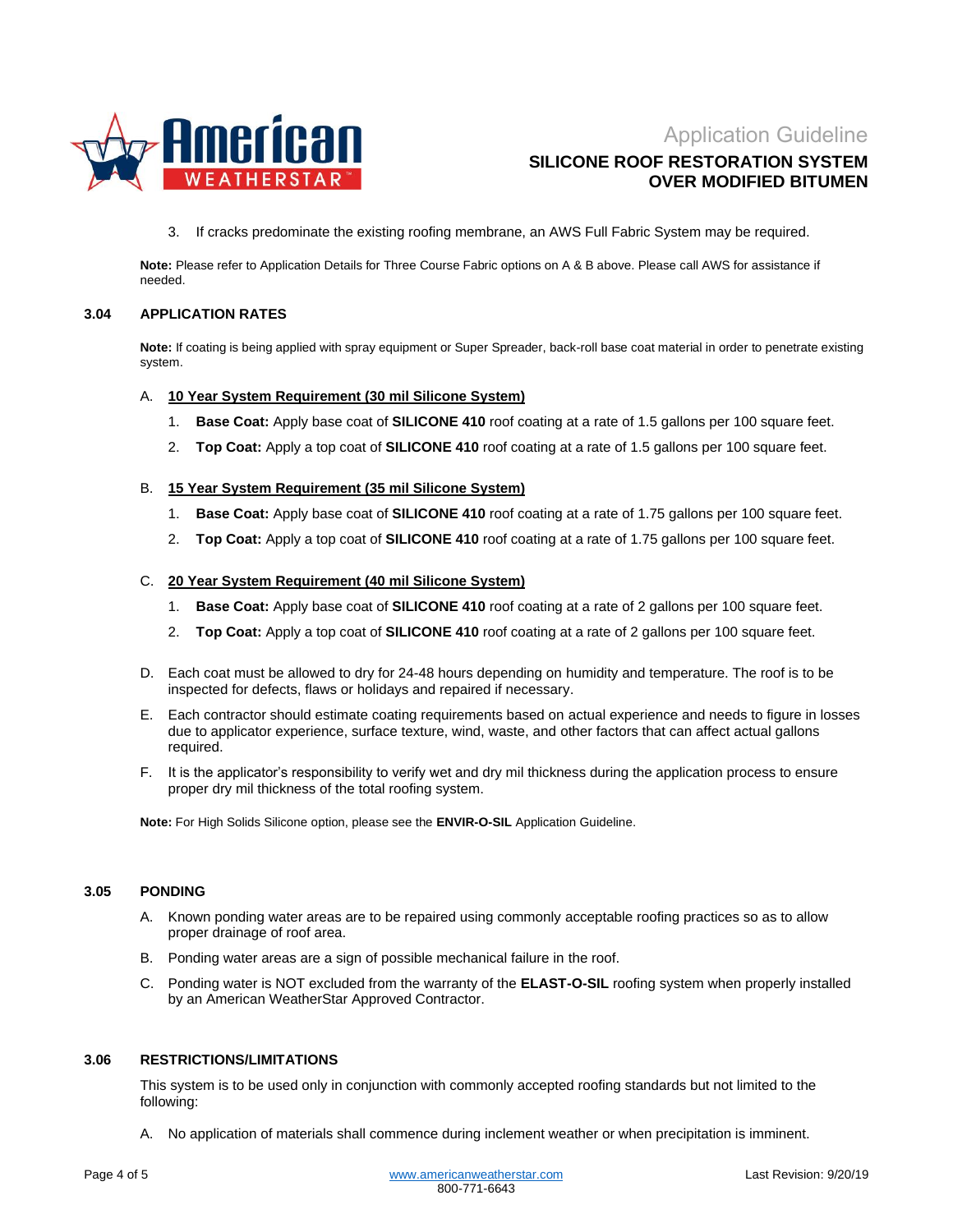3. If cracks predominate the existing roofing membrane, an AWS Full Fabric System may be required.

**Note:** Please refer to Application Details for Three Course Fabric options on A & B above. Please call AWS for assistance if needed.

### 3.04 APPLICATION RATES

**Note:** If coating is being applied with spray equipment or Super Spreader, back-roll base coat material in order to penetrate existing system.

A. **10 Year System Requirement (30 mil Silicone System)**

1. **Base Coat:** Apply base coat of **SILICONE 410** roof coating at a rate of 1.5 gallons per 100 square feet.
2. **Top Coat:** Apply a top coat of **SILICONE 410** roof coating at a rate of 1.5 gallons per 100 square feet.

B. **15 Year System Requirement (35 mil Silicone System)**

1. **Base Coat:** Apply base coat of **SILICONE 410** roof coating at a rate of 1.75 gallons per 100 square feet.
2. **Top Coat:** Apply a top coat of **SILICONE 410** roof coating at a rate of 1.75 gallons per 100 square feet.

C. **20 Year System Requirement (40 mil Silicone System)**

1. **Base Coat:** Apply base coat of **SILICONE 410** roof coating at a rate of 2 gallons per 100 square feet.
2. **Top Coat:** Apply a top coat of **SILICONE 410** roof coating at a rate of 2 gallons per 100 square feet.

D. Each coat must be allowed to dry for 24-48 hours depending on humidity and temperature. The roof is to be inspected for defects, flaws or holidays and repaired if necessary.

E. Each contractor should estimate coating requirements based on actual experience and needs to figure in losses due to applicator experience, surface texture, wind, waste, and other factors that can affect actual gallons required.

F. It is the applicator's responsibility to verify wet and dry mil thickness during the application process to ensure proper dry mil thickness of the total roofing system.

**Note:** For High Solids Silicone option, please see the **ENVIR-O-SIL** Application Guideline.

### 3.05 PONDING

A. Known ponding water areas are to be repaired using commonly acceptable roofing practices so as to allow proper drainage of roof area.

B. Ponding water areas are a sign of possible mechanical failure in the roof.

C. Ponding water is NOT excluded from the warranty of the **ELAST-O-SIL** roofing system when properly installed by an American WeatherStar Approved Contractor.

### 3.06 RESTRICTIONS/LIMITATIONS

This system is to be used only in conjunction with commonly accepted roofing standards but not limited to the following:

A. No application of materials shall commence during inclement weather or when precipitation is imminent.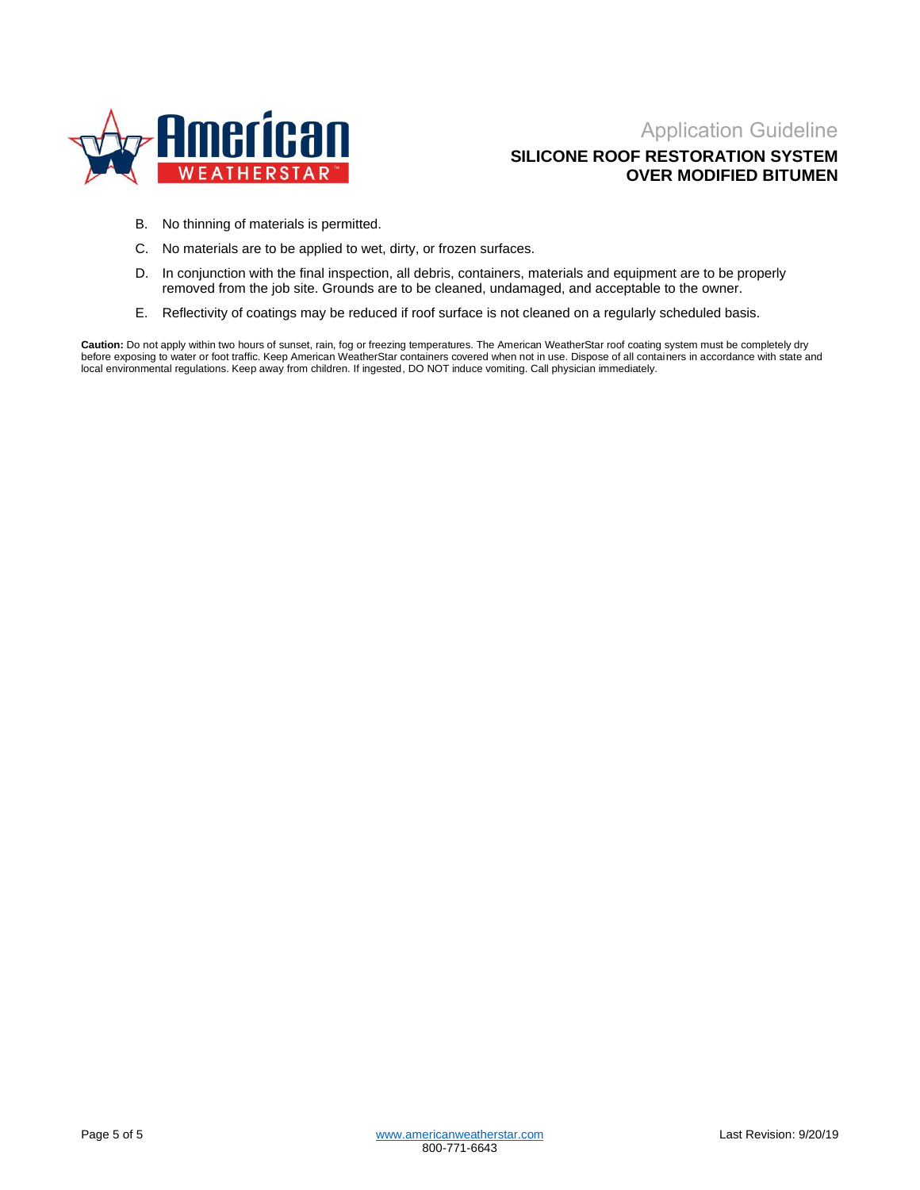B. No thinning of materials is permitted.

C. No materials are to be applied to wet, dirty, or frozen surfaces.

D. In conjunction with the final inspection, all debris, containers, materials and equipment are to be properly removed from the job site. Grounds are to be cleaned, undamaged, and acceptable to the owner.

E. Reflectivity of coatings may be reduced if roof surface is not cleaned on a regularly scheduled basis.

**Caution:** Do not apply within two hours of sunset, rain, fog or freezing temperatures. The American WeatherStar roof coating system must be completely dry before exposing to water or foot traffic. Keep American WeatherStar containers covered when not in use. Dispose of all containers in accordance with state and local environmental regulations. Keep away from children. If ingested, DO NOT induce vomiting. Call physician immediately.